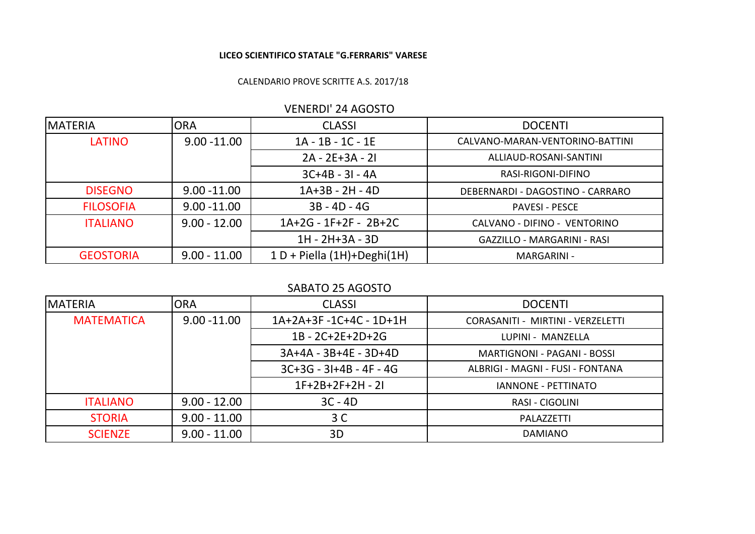**LICEO SCIENTIFICO STATALE "G.FERRARIS" VARESE**

CALENDARIO PROVE SCRITTE A.S. 2017/18

VENERDI' 24 AGOSTO

| MATERIA | ORA | CLASSI | DOCENTI |
|---|---|---|---|
| LATINO | 9.00 -11.00 | 1A - 1B - 1C - 1E | CALVANO-MARAN-VENTORINO-BATTINI |
| | | 2A - 2E+3A - 2I | ALLIAUD-ROSANI-SANTINI |
| | | 3C+4B - 3I - 4A | RASI-RIGONI-DIFINO |
| DISEGNO | 9.00 -11.00 | 1A+3B - 2H - 4D | DEBERNARDI - DAGOSTINO - CARRARO |
| FILOSOFIA | 9.00 -11.00 | 3B - 4D - 4G | PAVESI - PESCE |
| ITALIANO | 9.00 - 12.00 | 1A+2G - 1F+2F - 2B+2C | CALVANO - DIFINO - VENTORINO |
| | | 1H - 2H+3A - 3D | GAZZILLO - MARGARINI - RASI |
| GEOSTORIA | 9.00 - 11.00 | 1 D + Piella (1H)+Deghi(1H) | MARGARINI - |

SABATO 25 AGOSTO

| MATERIA | ORA | CLASSI | DOCENTI |
|---|---|---|---|
| MATEMATICA | 9.00 -11.00 | 1A+2A+3F -1C+4C - 1D+1H | CORASANITI - MIRTINI - VERZELETTI |
| | | 1B - 2C+2E+2D+2G | LUPINI - MANZELLA |
| | | 3A+4A - 3B+4E - 3D+4D | MARTIGNONI - PAGANI - BOSSI |
| | | 3C+3G - 3I+4B - 4F - 4G | ALBRIGI - MAGNI - FUSI - FONTANA |
| | | 1F+2B+2F+2H - 2I | IANNONE - PETTINATO |
| ITALIANO | 9.00 - 12.00 | 3C - 4D | RASI - CIGOLINI |
| STORIA | 9.00 - 11.00 | 3 C | PALAZZETTI |
| SCIENZE | 9.00 - 11.00 | 3D | DAMIANO |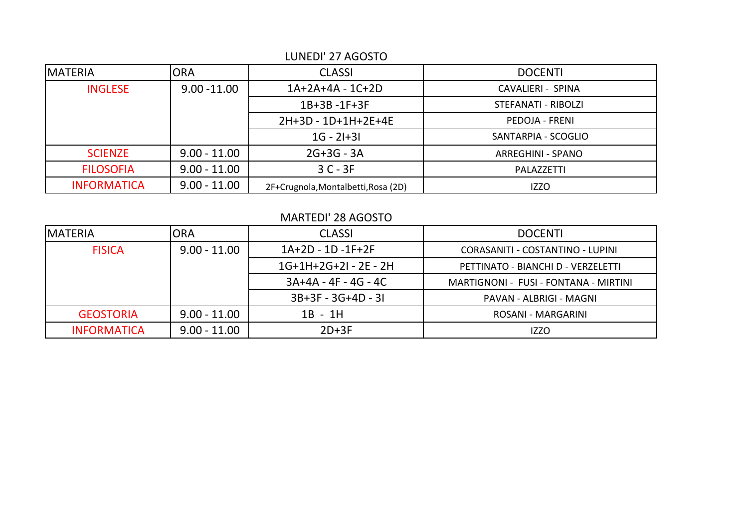## LUNEDI' 27 AGOSTO

| MATERIA | ORA | CLASSI | DOCENTI |
| --- | --- | --- | --- |
| INGLESE | 9.00 -11.00 | 1A+2A+4A - 1C+2D | CAVALIERI - SPINA |
| | | 1B+3B -1F+3F | STEFANATI - RIBOLZI |
| | | 2H+3D - 1D+1H+2E+4E | PEDOJA - FRENI |
| | | 1G - 2I+3I | SANTARPIA - SCOGLIO |
| SCIENZE | 9.00 - 11.00 | 2G+3G - 3A | ARREGHINI - SPANO |
| FILOSOFIA | 9.00 - 11.00 | 3 C - 3F | PALAZZETTI |
| INFORMATICA | 9.00 - 11.00 | 2F+Crugnola,Montalbetti,Rosa (2D) | IZZO |

## MARTEDI' 28 AGOSTO

| MATERIA | ORA | CLASSI | DOCENTI |
| --- | --- | --- | --- |
| FISICA | 9.00 - 11.00 | 1A+2D - 1D -1F+2F | CORASANITI - COSTANTINO - LUPINI |
| | | 1G+1H+2G+2I - 2E - 2H | PETTINATO - BIANCHI D - VERZELETTI |
| | | 3A+4A - 4F - 4G - 4C | MARTIGNONI - FUSI - FONTANA - MIRTINI |
| | | 3B+3F - 3G+4D - 3I | PAVAN - ALBRIGI - MAGNI |
| GEOSTORIA | 9.00 - 11.00 | 1B - 1H | ROSANI - MARGARINI |
| INFORMATICA | 9.00 - 11.00 | 2D+3F | IZZO |